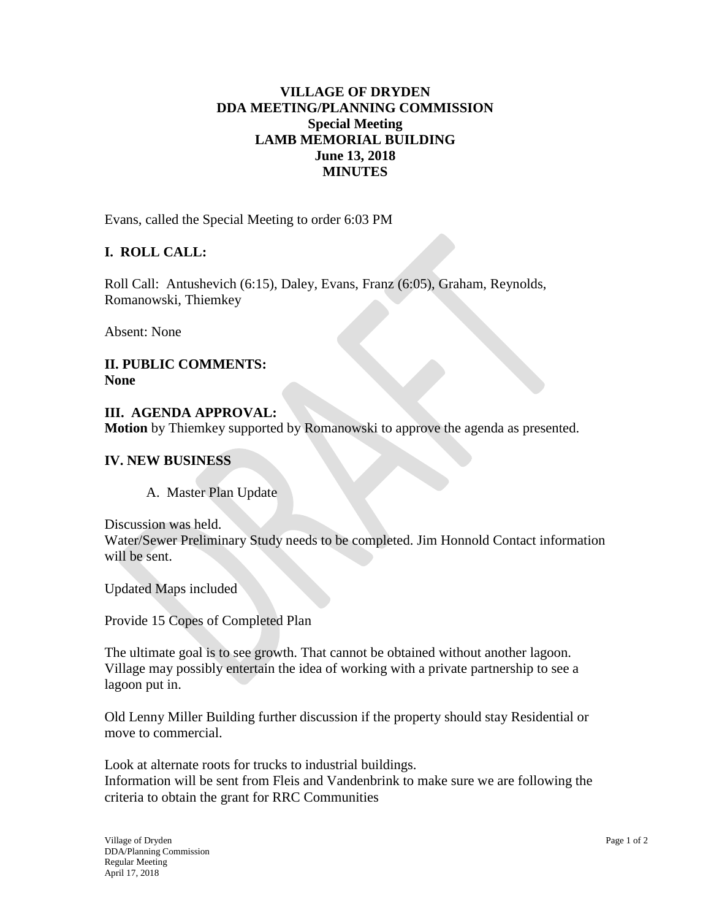**VILLAGE OF DRYDEN**
**DDA MEETING/PLANNING COMMISSION**
**Special Meeting**
**LAMB MEMORIAL BUILDING**
**June 13, 2018**
**MINUTES**

Evans, called the Special Meeting to order 6:03 PM

## I. ROLL CALL:

Roll Call: Antushevich (6:15), Daley, Evans, Franz (6:05), Graham, Reynolds, Romanowski, Thiemkey

Absent: None

## II. PUBLIC COMMENTS:
**None**

## III. AGENDA APPROVAL:
**Motion** by Thiemkey supported by Romanowski to approve the agenda as presented.

## IV. NEW BUSINESS

A. Master Plan Update

Discussion was held.
Water/Sewer Preliminary Study needs to be completed. Jim Honnold Contact information will be sent.

Updated Maps included

Provide 15 Copes of Completed Plan

The ultimate goal is to see growth. That cannot be obtained without another lagoon. Village may possibly entertain the idea of working with a private partnership to see a lagoon put in.

Old Lenny Miller Building further discussion if the property should stay Residential or move to commercial.

Look at alternate roots for trucks to industrial buildings.
Information will be sent from Fleis and Vandenbrink to make sure we are following the criteria to obtain the grant for RRC Communities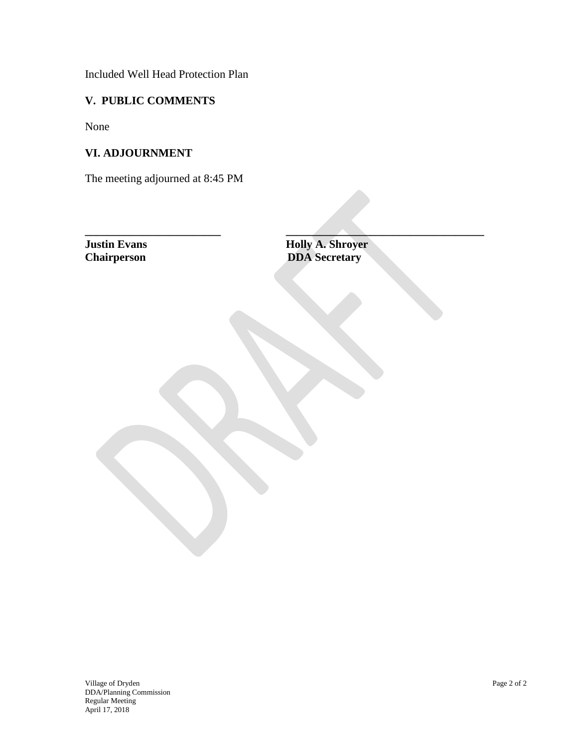Included Well Head Protection Plan

## V. PUBLIC COMMENTS

None

## VI. ADJOURNMENT

The meeting adjourned at 8:45 PM

| | |
|---|---|
| ________________________ | ___________________________________ |
| **Justin Evans** | **Holly A. Shroyer** |
| **Chairperson** | **DDA Secretary** |